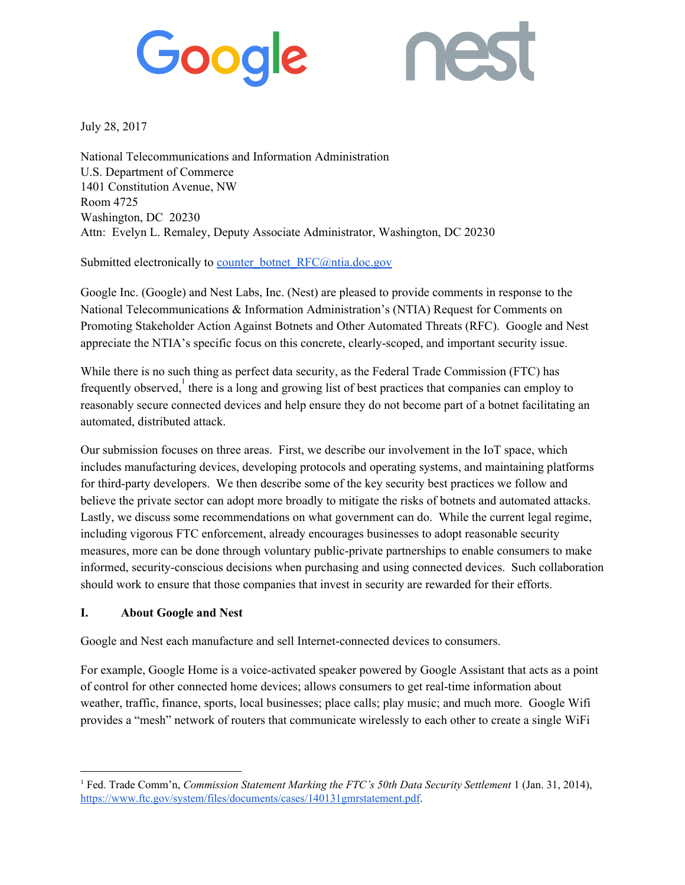Google nest

July 28, 2017

National Telecommunications and Information Administration
U.S. Department of Commerce
1401 Constitution Avenue, NW
Room 4725
Washington, DC 20230
Attn: Evelyn L. Remaley, Deputy Associate Administrator, Washington, DC 20230

Submitted electronically to [counter_botnet_RFC@ntia.doc.gov](mailto:counter_botnet_RFC@ntia.doc.gov)

Google Inc. (Google) and Nest Labs, Inc. (Nest) are pleased to provide comments in response to the National Telecommunications & Information Administration's (NTIA) Request for Comments on Promoting Stakeholder Action Against Botnets and Other Automated Threats (RFC). Google and Nest appreciate the NTIA's specific focus on this concrete, clearly-scoped, and important security issue.

While there is no such thing as perfect data security, as the Federal Trade Commission (FTC) has frequently observed,[1] there is a long and growing list of best practices that companies can employ to reasonably secure connected devices and help ensure they do not become part of a botnet facilitating an automated, distributed attack.

Our submission focuses on three areas. First, we describe our involvement in the IoT space, which includes manufacturing devices, developing protocols and operating systems, and maintaining platforms for third-party developers. We then describe some of the key security best practices we follow and believe the private sector can adopt more broadly to mitigate the risks of botnets and automated attacks. Lastly, we discuss some recommendations on what government can do. While the current legal regime, including vigorous FTC enforcement, already encourages businesses to adopt reasonable security measures, more can be done through voluntary public-private partnerships to enable consumers to make informed, security-conscious decisions when purchasing and using connected devices. Such collaboration should work to ensure that those companies that invest in security are rewarded for their efforts.

## I. About Google and Nest

Google and Nest each manufacture and sell Internet-connected devices to consumers.

For example, Google Home is a voice-activated speaker powered by Google Assistant that acts as a point of control for other connected home devices; allows consumers to get real-time information about weather, traffic, finance, sports, local businesses; place calls; play music; and much more. Google Wifi provides a "mesh" network of routers that communicate wirelessly to each other to create a single WiFi

---

[1] Fed. Trade Comm'n, *Commission Statement Marking the FTC's 50th Data Security Settlement* 1 (Jan. 31, 2014), [https://www.ftc.gov/system/files/documents/cases/140131gmrstatement.pdf](https://www.ftc.gov/system/files/documents/cases/140131gmrstatement.pdf).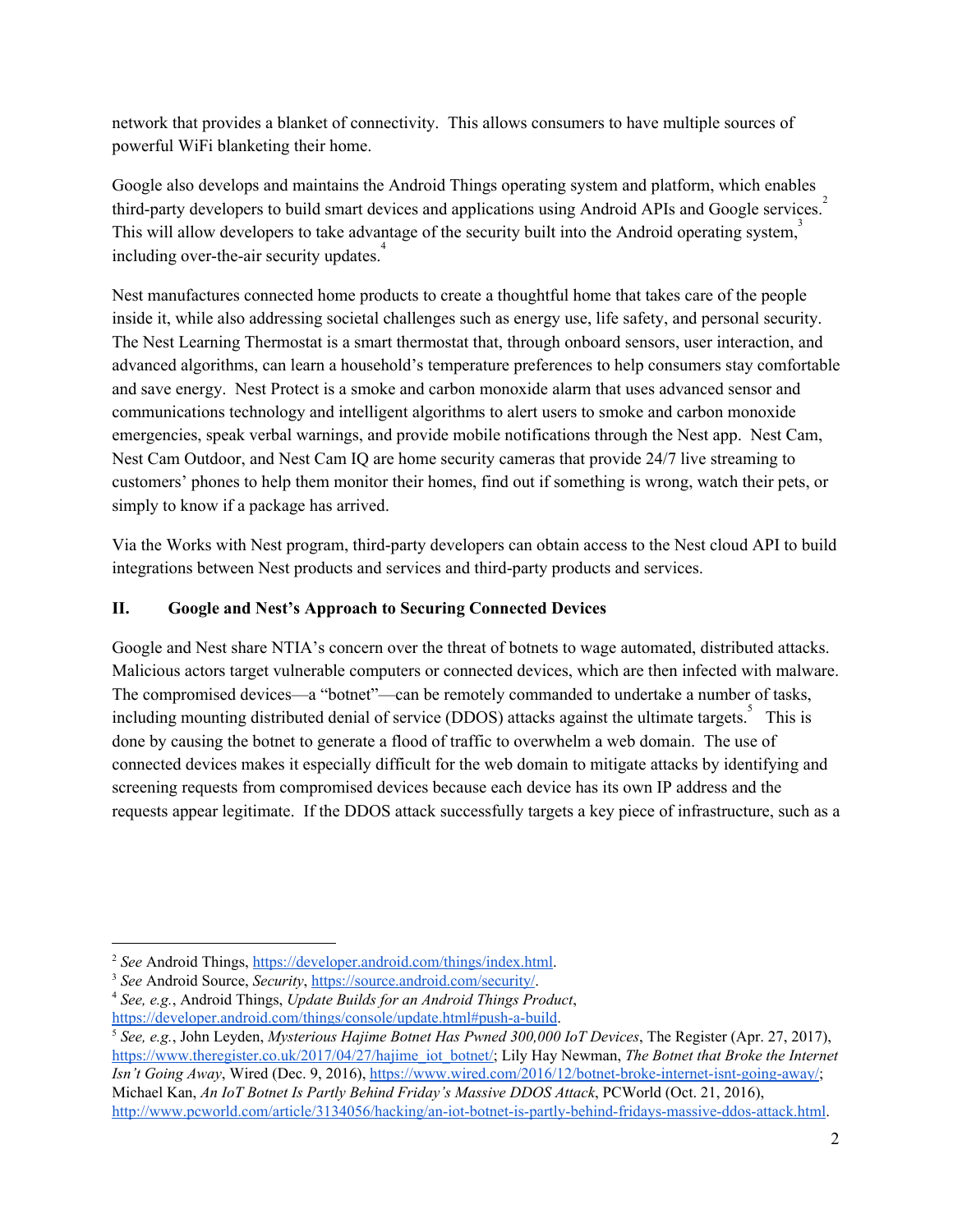network that provides a blanket of connectivity. This allows consumers to have multiple sources of powerful WiFi blanketing their home.

Google also develops and maintains the Android Things operating system and platform, which enables third-party developers to build smart devices and applications using Android APIs and Google services.[2] This will allow developers to take advantage of the security built into the Android operating system,[3] including over-the-air security updates.[4]

Nest manufactures connected home products to create a thoughtful home that takes care of the people inside it, while also addressing societal challenges such as energy use, life safety, and personal security. The Nest Learning Thermostat is a smart thermostat that, through onboard sensors, user interaction, and advanced algorithms, can learn a household's temperature preferences to help consumers stay comfortable and save energy. Nest Protect is a smoke and carbon monoxide alarm that uses advanced sensor and communications technology and intelligent algorithms to alert users to smoke and carbon monoxide emergencies, speak verbal warnings, and provide mobile notifications through the Nest app. Nest Cam, Nest Cam Outdoor, and Nest Cam IQ are home security cameras that provide 24/7 live streaming to customers' phones to help them monitor their homes, find out if something is wrong, watch their pets, or simply to know if a package has arrived.

Via the Works with Nest program, third-party developers can obtain access to the Nest cloud API to build integrations between Nest products and services and third-party products and services.

## II. Google and Nest's Approach to Securing Connected Devices

Google and Nest share NTIA's concern over the threat of botnets to wage automated, distributed attacks. Malicious actors target vulnerable computers or connected devices, which are then infected with malware. The compromised devices—a "botnet"—can be remotely commanded to undertake a number of tasks, including mounting distributed denial of service (DDOS) attacks against the ultimate targets.[5] This is done by causing the botnet to generate a flood of traffic to overwhelm a web domain. The use of connected devices makes it especially difficult for the web domain to mitigate attacks by identifying and screening requests from compromised devices because each device has its own IP address and the requests appear legitimate. If the DDOS attack successfully targets a key piece of infrastructure, such as a

---

[2] *See* Android Things, https://developer.android.com/things/index.html.

[3] *See* Android Source, *Security*, https://source.android.com/security/.

[4] *See, e.g.*, Android Things, *Update Builds for an Android Things Product*, https://developer.android.com/things/console/update.html#push-a-build.

[5] *See, e.g.*, John Leyden, *Mysterious Hajime Botnet Has Pwned 300,000 IoT Devices*, The Register (Apr. 27, 2017), https://www.theregister.co.uk/2017/04/27/hajime_iot_botnet/; Lily Hay Newman, *The Botnet that Broke the Internet Isn't Going Away*, Wired (Dec. 9, 2016), https://www.wired.com/2016/12/botnet-broke-internet-isnt-going-away/; Michael Kan, *An IoT Botnet Is Partly Behind Friday's Massive DDOS Attack*, PCWorld (Oct. 21, 2016), http://www.pcworld.com/article/3134056/hacking/an-iot-botnet-is-partly-behind-fridays-massive-ddos-attack.html.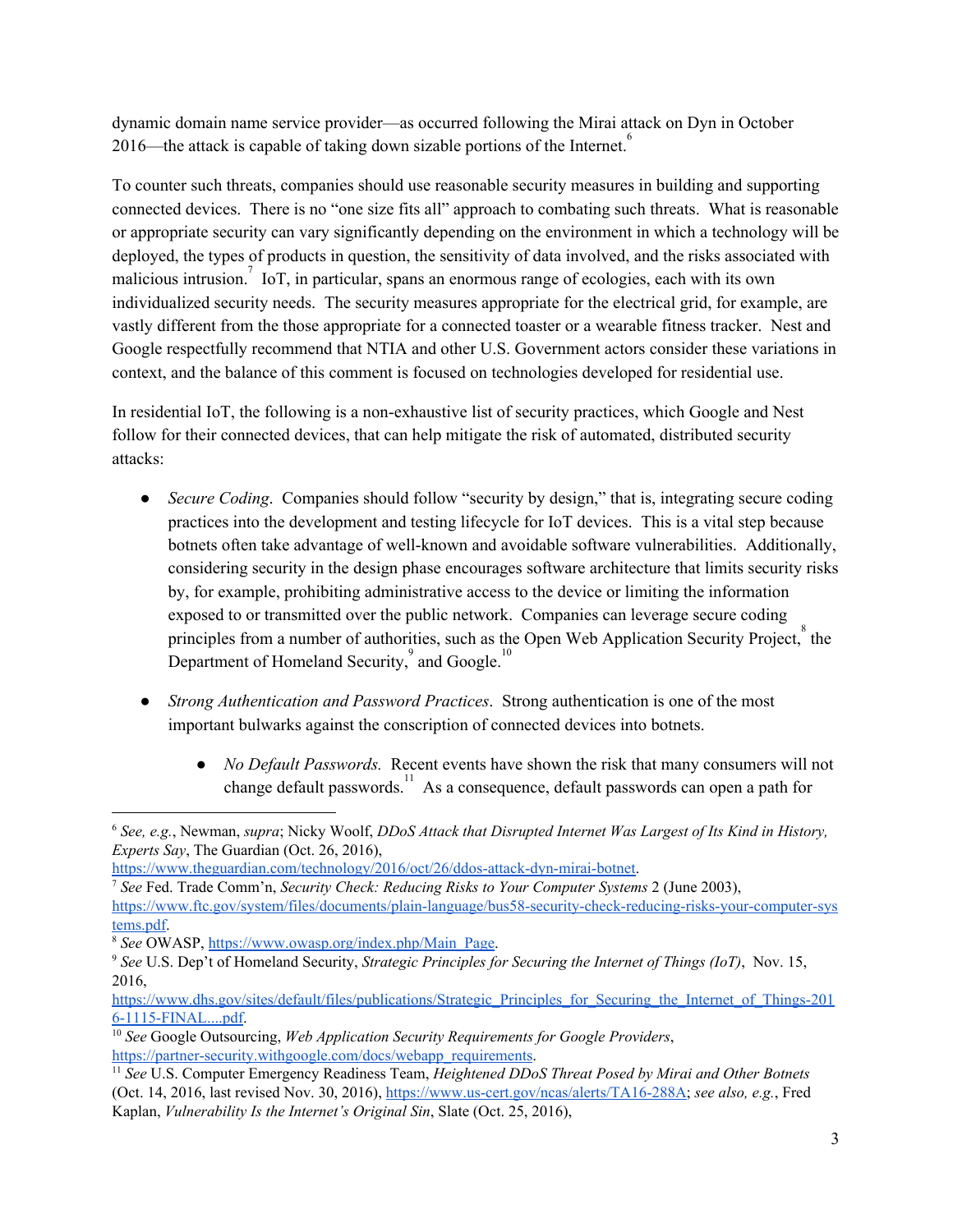dynamic domain name service provider—as occurred following the Mirai attack on Dyn in October 2016—the attack is capable of taking down sizable portions of the Internet.[6]

To counter such threats, companies should use reasonable security measures in building and supporting connected devices. There is no "one size fits all" approach to combating such threats. What is reasonable or appropriate security can vary significantly depending on the environment in which a technology will be deployed, the types of products in question, the sensitivity of data involved, and the risks associated with malicious intrusion.[7] IoT, in particular, spans an enormous range of ecologies, each with its own individualized security needs. The security measures appropriate for the electrical grid, for example, are vastly different from the those appropriate for a connected toaster or a wearable fitness tracker. Nest and Google respectfully recommend that NTIA and other U.S. Government actors consider these variations in context, and the balance of this comment is focused on technologies developed for residential use.

In residential IoT, the following is a non-exhaustive list of security practices, which Google and Nest follow for their connected devices, that can help mitigate the risk of automated, distributed security attacks:

- *Secure Coding*. Companies should follow "security by design," that is, integrating secure coding practices into the development and testing lifecycle for IoT devices. This is a vital step because botnets often take advantage of well-known and avoidable software vulnerabilities. Additionally, considering security in the design phase encourages software architecture that limits security risks by, for example, prohibiting administrative access to the device or limiting the information exposed to or transmitted over the public network. Companies can leverage secure coding principles from a number of authorities, such as the Open Web Application Security Project,[8] the Department of Homeland Security,[9] and Google.[10]

- *Strong Authentication and Password Practices*. Strong authentication is one of the most important bulwarks against the conscription of connected devices into botnets.

    - *No Default Passwords.* Recent events have shown the risk that many consumers will not change default passwords.[11] As a consequence, default passwords can open a path for

---

[6] *See, e.g.*, Newman, *supra*; Nicky Woolf, *DDoS Attack that Disrupted Internet Was Largest of Its Kind in History, Experts Say*, The Guardian (Oct. 26, 2016), https://www.theguardian.com/technology/2016/oct/26/ddos-attack-dyn-mirai-botnet.

[7] *See* Fed. Trade Comm'n, *Security Check: Reducing Risks to Your Computer Systems* 2 (June 2003), https://www.ftc.gov/system/files/documents/plain-language/bus58-security-check-reducing-risks-your-computer-systems.pdf.

[8] *See* OWASP, https://www.owasp.org/index.php/Main_Page.

[9] *See* U.S. Dep't of Homeland Security, *Strategic Principles for Securing the Internet of Things (IoT)*, Nov. 15, 2016, https://www.dhs.gov/sites/default/files/publications/Strategic_Principles_for_Securing_the_Internet_of_Things-2016-1115-FINAL....pdf.

[10] *See* Google Outsourcing, *Web Application Security Requirements for Google Providers*, https://partner-security.withgoogle.com/docs/webapp_requirements.

[11] *See* U.S. Computer Emergency Readiness Team, *Heightened DDoS Threat Posed by Mirai and Other Botnets* (Oct. 14, 2016, last revised Nov. 30, 2016), https://www.us-cert.gov/ncas/alerts/TA16-288A; *see also, e.g.*, Fred Kaplan, *Vulnerability Is the Internet's Original Sin*, Slate (Oct. 25, 2016),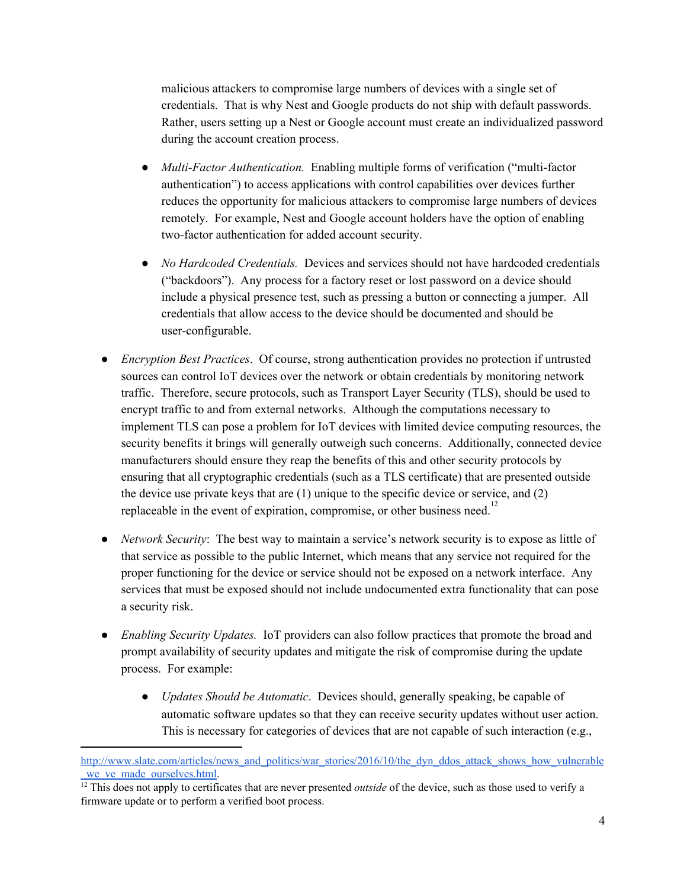malicious attackers to compromise large numbers of devices with a single set of credentials. That is why Nest and Google products do not ship with default passwords. Rather, users setting up a Nest or Google account must create an individualized password during the account creation process.

    - *Multi-Factor Authentication.* Enabling multiple forms of verification ("multi-factor authentication") to access applications with control capabilities over devices further reduces the opportunity for malicious attackers to compromise large numbers of devices remotely. For example, Nest and Google account holders have the option of enabling two-factor authentication for added account security.

    - *No Hardcoded Credentials.* Devices and services should not have hardcoded credentials ("backdoors"). Any process for a factory reset or lost password on a device should include a physical presence test, such as pressing a button or connecting a jumper. All credentials that allow access to the device should be documented and should be user-configurable.

- *Encryption Best Practices*. Of course, strong authentication provides no protection if untrusted sources can control IoT devices over the network or obtain credentials by monitoring network traffic. Therefore, secure protocols, such as Transport Layer Security (TLS), should be used to encrypt traffic to and from external networks. Although the computations necessary to implement TLS can pose a problem for IoT devices with limited device computing resources, the security benefits it brings will generally outweigh such concerns. Additionally, connected device manufacturers should ensure they reap the benefits of this and other security protocols by ensuring that all cryptographic credentials (such as a TLS certificate) that are presented outside the device use private keys that are (1) unique to the specific device or service, and (2) replaceable in the event of expiration, compromise, or other business need.[12]

- *Network Security*: The best way to maintain a service's network security is to expose as little of that service as possible to the public Internet, which means that any service not required for the proper functioning for the device or service should not be exposed on a network interface. Any services that must be exposed should not include undocumented extra functionality that can pose a security risk.

- *Enabling Security Updates.* IoT providers can also follow practices that promote the broad and prompt availability of security updates and mitigate the risk of compromise during the update process. For example:

    - *Updates Should be Automatic*. Devices should, generally speaking, be capable of automatic software updates so that they can receive security updates without user action. This is necessary for categories of devices that are not capable of such interaction (e.g.,

---

http://www.slate.com/articles/news_and_politics/war_stories/2016/10/the_dyn_ddos_attack_shows_how_vulnerable_we_ve_made_ourselves.html.

[12] This does not apply to certificates that are never presented *outside* of the device, such as those used to verify a firmware update or to perform a verified boot process.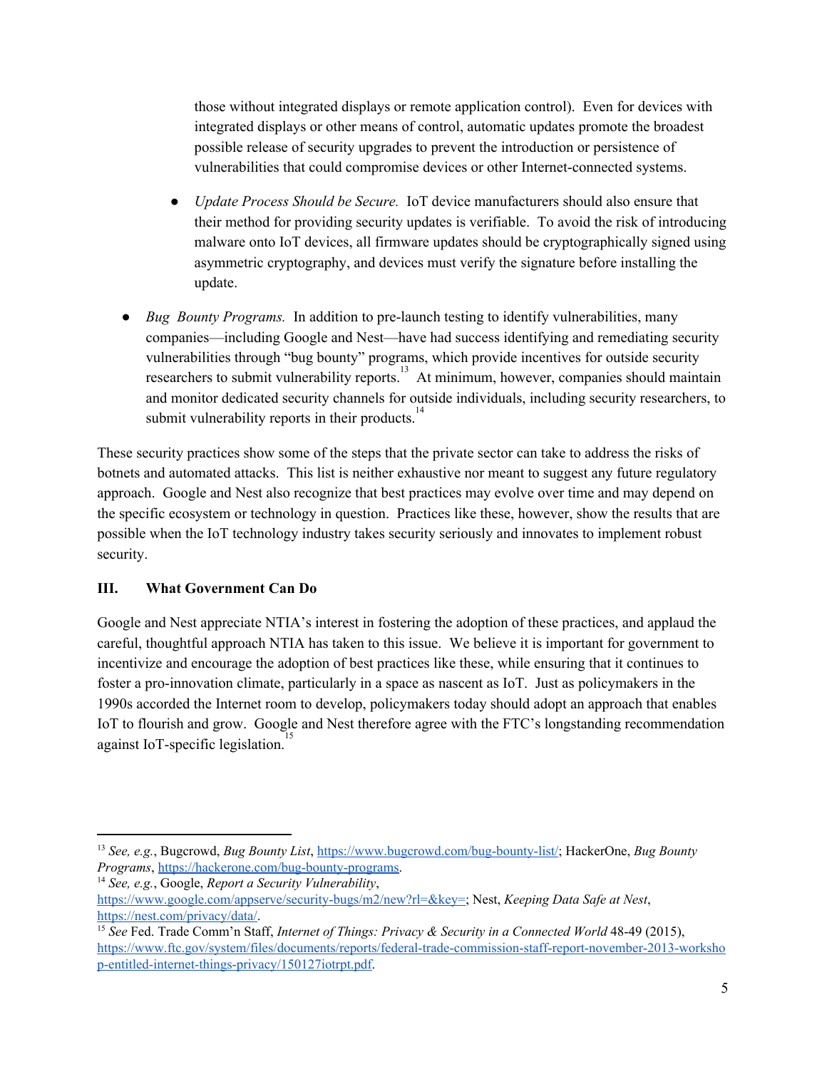those without integrated displays or remote application control). Even for devices with integrated displays or other means of control, automatic updates promote the broadest possible release of security upgrades to prevent the introduction or persistence of vulnerabilities that could compromise devices or other Internet-connected systems.

    - *Update Process Should be Secure.* IoT device manufacturers should also ensure that their method for providing security updates is verifiable. To avoid the risk of introducing malware onto IoT devices, all firmware updates should be cryptographically signed using asymmetric cryptography, and devices must verify the signature before installing the update.

- *Bug Bounty Programs.* In addition to pre-launch testing to identify vulnerabilities, many companies—including Google and Nest—have had success identifying and remediating security vulnerabilities through "bug bounty" programs, which provide incentives for outside security researchers to submit vulnerability reports.[13] At minimum, however, companies should maintain and monitor dedicated security channels for outside individuals, including security researchers, to submit vulnerability reports in their products.[14]

These security practices show some of the steps that the private sector can take to address the risks of botnets and automated attacks. This list is neither exhaustive nor meant to suggest any future regulatory approach. Google and Nest also recognize that best practices may evolve over time and may depend on the specific ecosystem or technology in question. Practices like these, however, show the results that are possible when the IoT technology industry takes security seriously and innovates to implement robust security.

## III. What Government Can Do

Google and Nest appreciate NTIA's interest in fostering the adoption of these practices, and applaud the careful, thoughtful approach NTIA has taken to this issue. We believe it is important for government to incentivize and encourage the adoption of best practices like these, while ensuring that it continues to foster a pro-innovation climate, particularly in a space as nascent as IoT. Just as policymakers in the 1990s accorded the Internet room to develop, policymakers today should adopt an approach that enables IoT to flourish and grow. Google and Nest therefore agree with the FTC's longstanding recommendation against IoT-specific legislation.[15]

---

[13] *See, e.g.*, Bugcrowd, *Bug Bounty List*, https://www.bugcrowd.com/bug-bounty-list/; HackerOne, *Bug Bounty Programs*, https://hackerone.com/bug-bounty-programs.

[14] *See, e.g.*, Google, *Report a Security Vulnerability*, https://www.google.com/appserve/security-bugs/m2/new?rl=&key=; Nest, *Keeping Data Safe at Nest*, https://nest.com/privacy/data/.

[15] *See* Fed. Trade Comm'n Staff, *Internet of Things: Privacy & Security in a Connected World* 48-49 (2015), https://www.ftc.gov/system/files/documents/reports/federal-trade-commission-staff-report-november-2013-workshop-entitled-internet-things-privacy/150127iotrpt.pdf.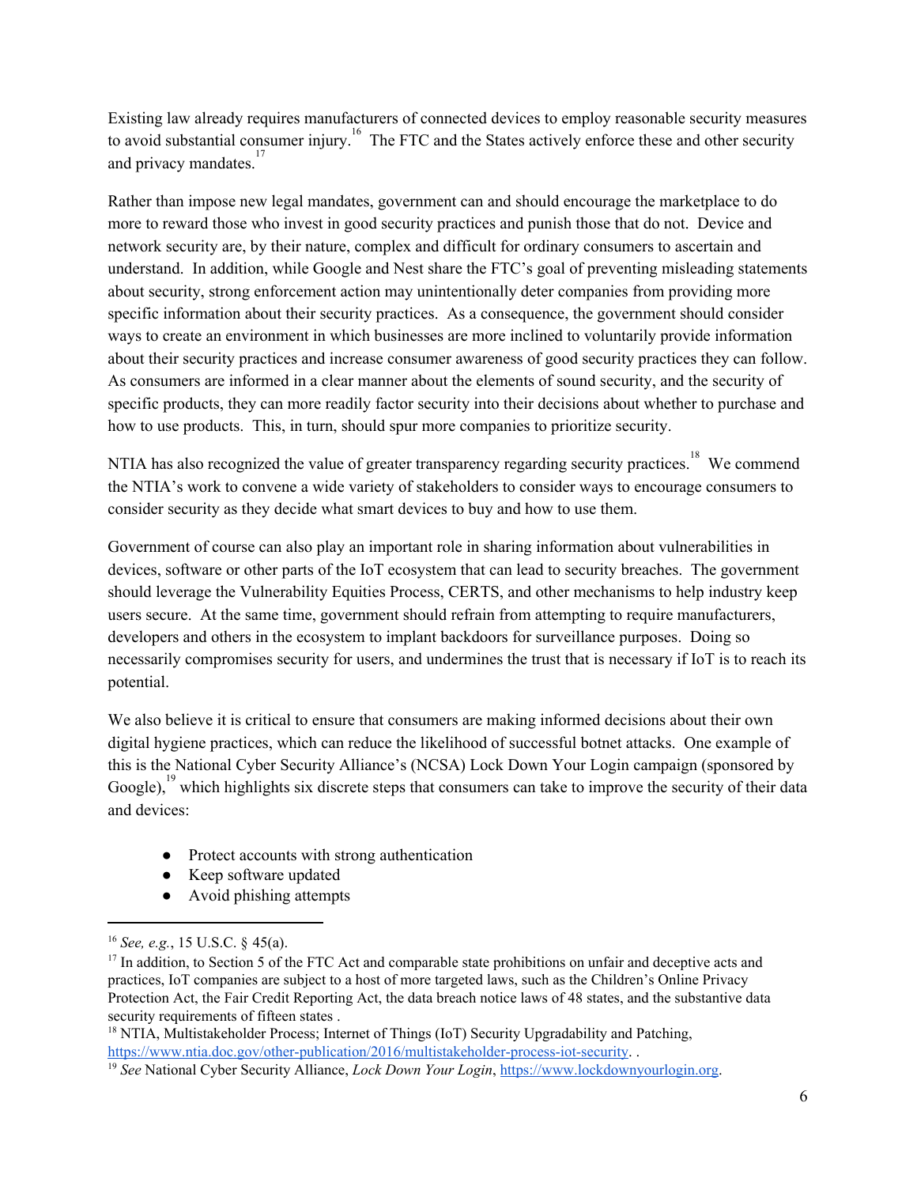Existing law already requires manufacturers of connected devices to employ reasonable security measures to avoid substantial consumer injury.[16] The FTC and the States actively enforce these and other security and privacy mandates.[17]

Rather than impose new legal mandates, government can and should encourage the marketplace to do more to reward those who invest in good security practices and punish those that do not. Device and network security are, by their nature, complex and difficult for ordinary consumers to ascertain and understand. In addition, while Google and Nest share the FTC's goal of preventing misleading statements about security, strong enforcement action may unintentionally deter companies from providing more specific information about their security practices. As a consequence, the government should consider ways to create an environment in which businesses are more inclined to voluntarily provide information about their security practices and increase consumer awareness of good security practices they can follow. As consumers are informed in a clear manner about the elements of sound security, and the security of specific products, they can more readily factor security into their decisions about whether to purchase and how to use products. This, in turn, should spur more companies to prioritize security.

NTIA has also recognized the value of greater transparency regarding security practices.[18] We commend the NTIA's work to convene a wide variety of stakeholders to consider ways to encourage consumers to consider security as they decide what smart devices to buy and how to use them.

Government of course can also play an important role in sharing information about vulnerabilities in devices, software or other parts of the IoT ecosystem that can lead to security breaches. The government should leverage the Vulnerability Equities Process, CERTS, and other mechanisms to help industry keep users secure. At the same time, government should refrain from attempting to require manufacturers, developers and others in the ecosystem to implant backdoors for surveillance purposes. Doing so necessarily compromises security for users, and undermines the trust that is necessary if IoT is to reach its potential.

We also believe it is critical to ensure that consumers are making informed decisions about their own digital hygiene practices, which can reduce the likelihood of successful botnet attacks. One example of this is the National Cyber Security Alliance's (NCSA) Lock Down Your Login campaign (sponsored by Google),[19] which highlights six discrete steps that consumers can take to improve the security of their data and devices:

- Protect accounts with strong authentication
- Keep software updated
- Avoid phishing attempts

---

[16] *See, e.g.*, 15 U.S.C. § 45(a).

[17] In addition, to Section 5 of the FTC Act and comparable state prohibitions on unfair and deceptive acts and practices, IoT companies are subject to a host of more targeted laws, such as the Children's Online Privacy Protection Act, the Fair Credit Reporting Act, the data breach notice laws of 48 states, and the substantive data security requirements of fifteen states .

[18] NTIA, Multistakeholder Process; Internet of Things (IoT) Security Upgradability and Patching, https://www.ntia.doc.gov/other-publication/2016/multistakeholder-process-iot-security. .

[19] *See* National Cyber Security Alliance, *Lock Down Your Login*, https://www.lockdownyourlogin.org.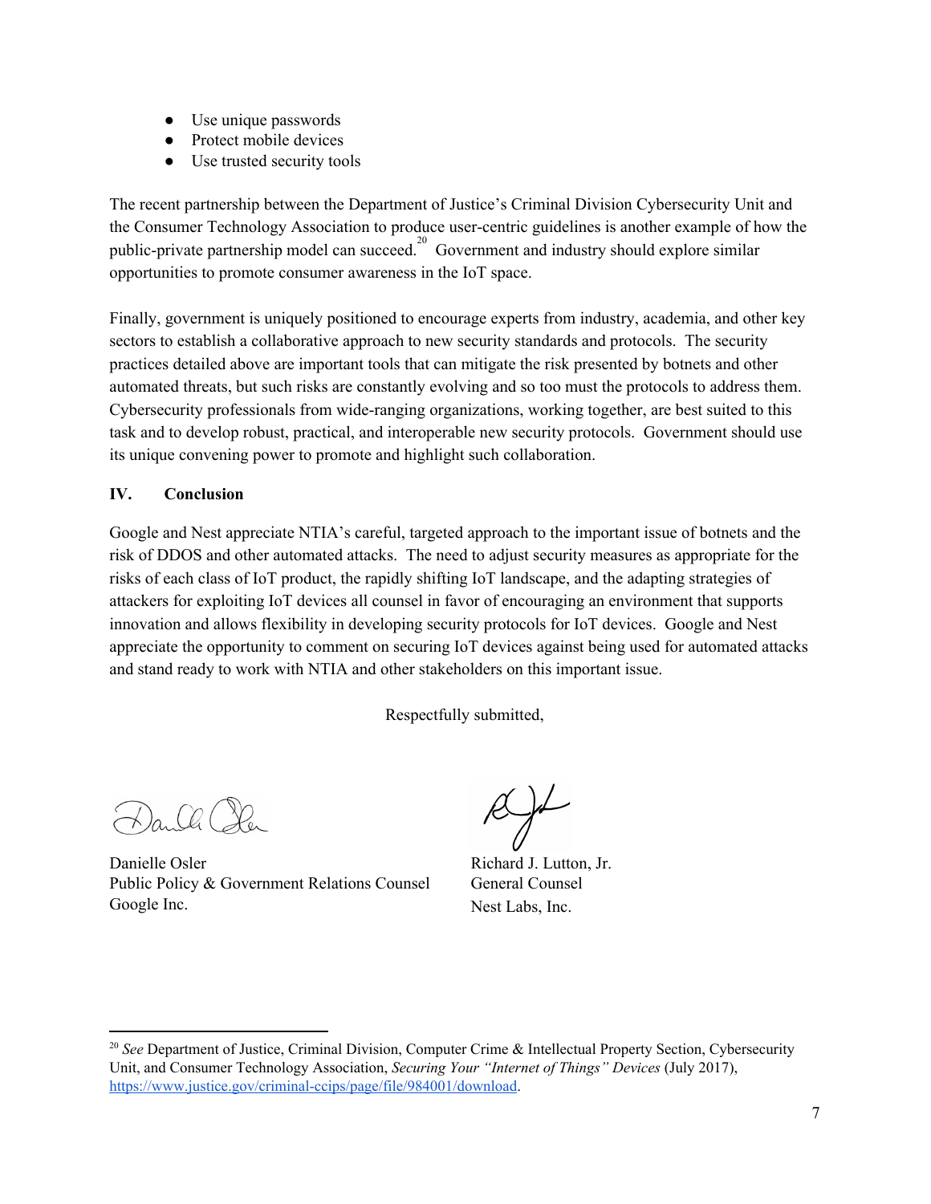- Use unique passwords
- Protect mobile devices
- Use trusted security tools

The recent partnership between the Department of Justice's Criminal Division Cybersecurity Unit and the Consumer Technology Association to produce user-centric guidelines is another example of how the public-private partnership model can succeed.[20] Government and industry should explore similar opportunities to promote consumer awareness in the IoT space.

Finally, government is uniquely positioned to encourage experts from industry, academia, and other key sectors to establish a collaborative approach to new security standards and protocols. The security practices detailed above are important tools that can mitigate the risk presented by botnets and other automated threats, but such risks are constantly evolving and so too must the protocols to address them. Cybersecurity professionals from wide-ranging organizations, working together, are best suited to this task and to develop robust, practical, and interoperable new security protocols. Government should use its unique convening power to promote and highlight such collaboration.

## IV. Conclusion

Google and Nest appreciate NTIA's careful, targeted approach to the important issue of botnets and the risk of DDOS and other automated attacks. The need to adjust security measures as appropriate for the risks of each class of IoT product, the rapidly shifting IoT landscape, and the adapting strategies of attackers for exploiting IoT devices all counsel in favor of encouraging an environment that supports innovation and allows flexibility in developing security protocols for IoT devices. Google and Nest appreciate the opportunity to comment on securing IoT devices against being used for automated attacks and stand ready to work with NTIA and other stakeholders on this important issue.

Respectfully submitted,

Danielle Osler
Public Policy & Government Relations Counsel
Google Inc.

Richard J. Lutton, Jr.
General Counsel
Nest Labs, Inc.

[20] *See* Department of Justice, Criminal Division, Computer Crime & Intellectual Property Section, Cybersecurity Unit, and Consumer Technology Association, *Securing Your "Internet of Things" Devices* (July 2017), https://www.justice.gov/criminal-ccips/page/file/984001/download.